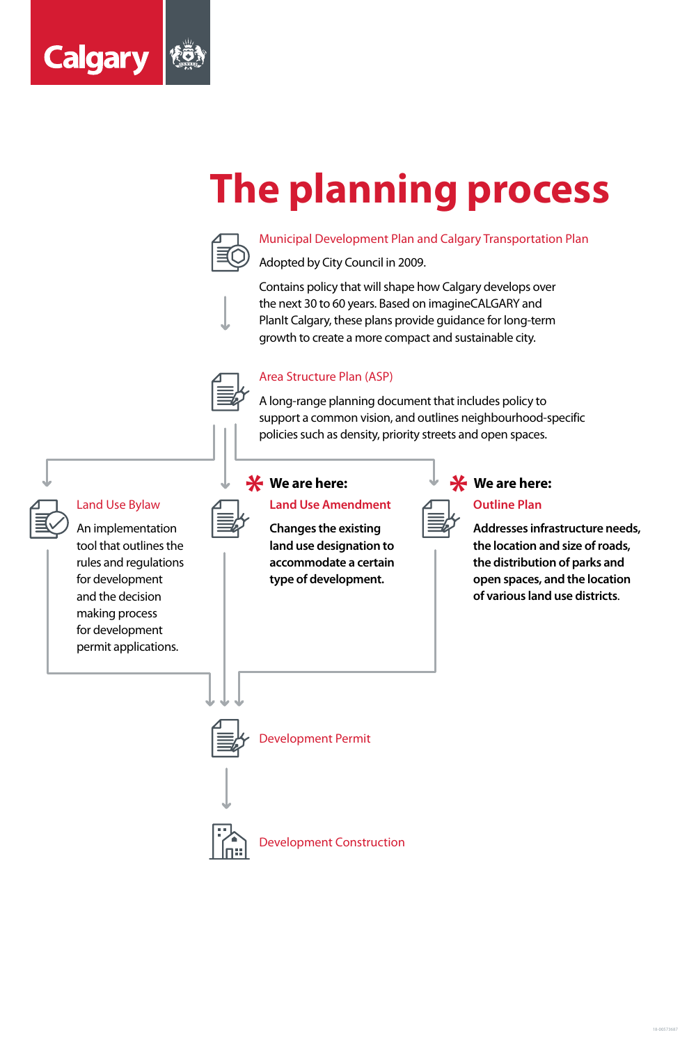Calgary

# The planning process

## Municipal Development Plan and Calgary Transportation Plan

Adopted by City Council in 2009.

Contains policy that will shape how Calgary develops over the next 30 to 60 years. Based on imagineCALGARY and PlanIt Calgary, these plans provide guidance for long-term growth to create a more compact and sustainable city.

## Area Structure Plan (ASP)

A long-range planning document that includes policy to support a common vision, and outlines neighbourhood-specific policies such as density, priority streets and open spaces.

### Land Use Bylaw

An implementation tool that outlines the rules and regulations for development and the decision making process for development permit applications.

**\* We are here:**

### Land Use Amendment

**Changes the existing land use designation to accommodate a certain type of development.**

**\* We are here:**

### Outline Plan

**Addresses infrastructure needs, the location and size of roads, the distribution of parks and open spaces, and the location of various land use districts.**

## Development Permit

## Development Construction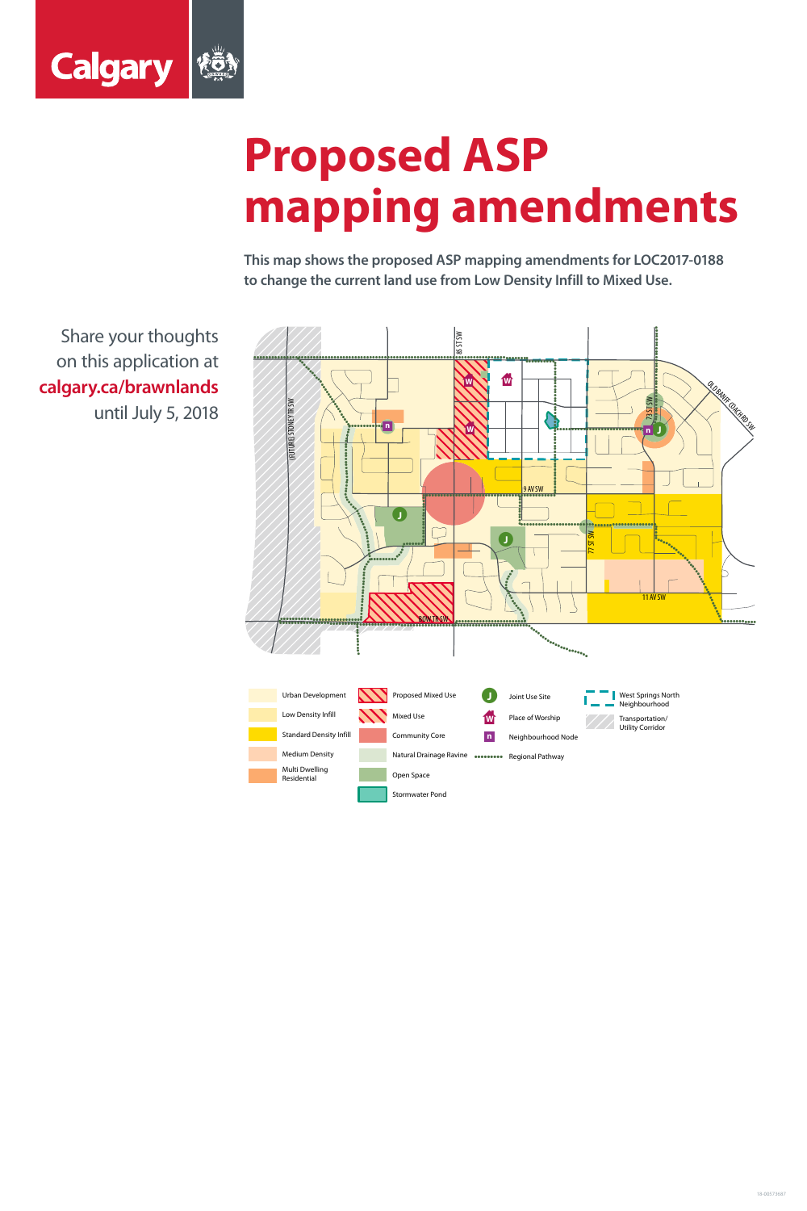Calgary

# Proposed ASP mapping amendments

**This map shows the proposed ASP mapping amendments for LOC2017-0188 to change the current land use from Low Density Infill to Mixed Use.**

Share your thoughts on this application at **calgary.ca/brawnlands** until July 5, 2018

(FUTURE) STONEY TR SW

85 ST SW

9 AV SW

77 ST SW

73 ST SW

OLD BANFF COACH RD SW

11 AV SW

BOW TR SW

- Urban Development
- Low Density Infill
- Standard Density Infill
- Medium Density
- Multi Dwelling Residential
- Proposed Mixed Use
- Mixed Use
- Community Core
- Natural Drainage Ravine
- Open Space
- Stormwater Pond
- Joint Use Site
- Place of Worship
- Neighbourhood Node
- Regional Pathway
- West Springs North Neighbourhood
- Transportation/ Utility Corridor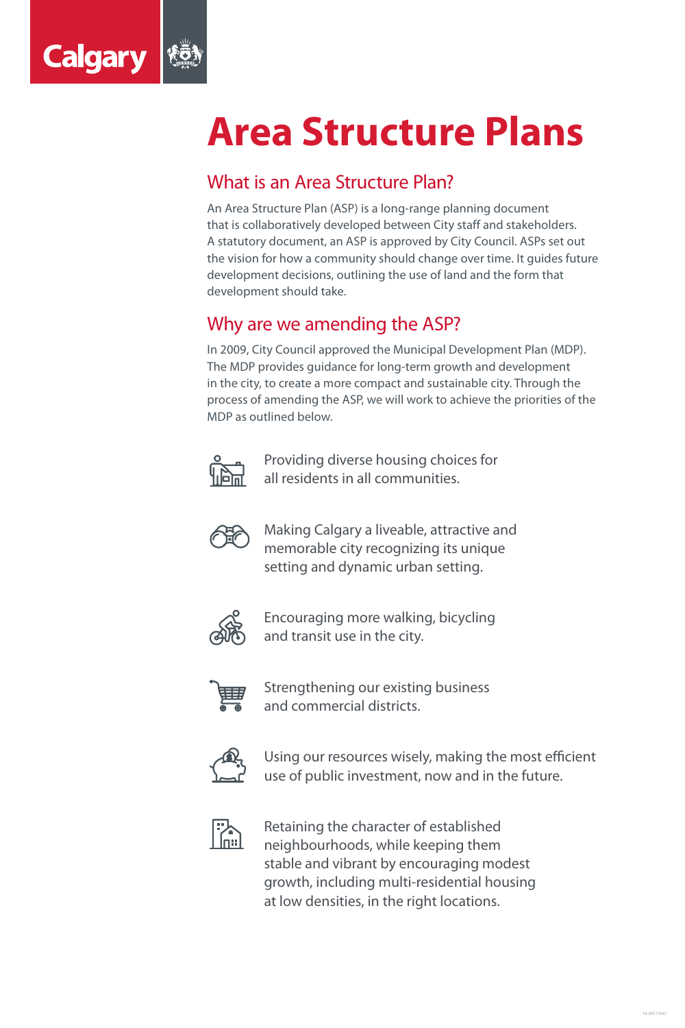Calgary

# Area Structure Plans

## What is an Area Structure Plan?

An Area Structure Plan (ASP) is a long-range planning document that is collaboratively developed between City staff and stakeholders. A statutory document, an ASP is approved by City Council. ASPs set out the vision for how a community should change over time. It guides future development decisions, outlining the use of land and the form that development should take.

## Why are we amending the ASP?

In 2009, City Council approved the Municipal Development Plan (MDP). The MDP provides guidance for long-term growth and development in the city, to create a more compact and sustainable city. Through the process of amending the ASP, we will work to achieve the priorities of the MDP as outlined below.

- Providing diverse housing choices for all residents in all communities.
- Making Calgary a liveable, attractive and memorable city recognizing its unique setting and dynamic urban setting.
- Encouraging more walking, bicycling and transit use in the city.
- Strengthening our existing business and commercial districts.
- Using our resources wisely, making the most efficient use of public investment, now and in the future.
- Retaining the character of established neighbourhoods, while keeping them stable and vibrant by encouraging modest growth, including multi-residential housing at low densities, in the right locations.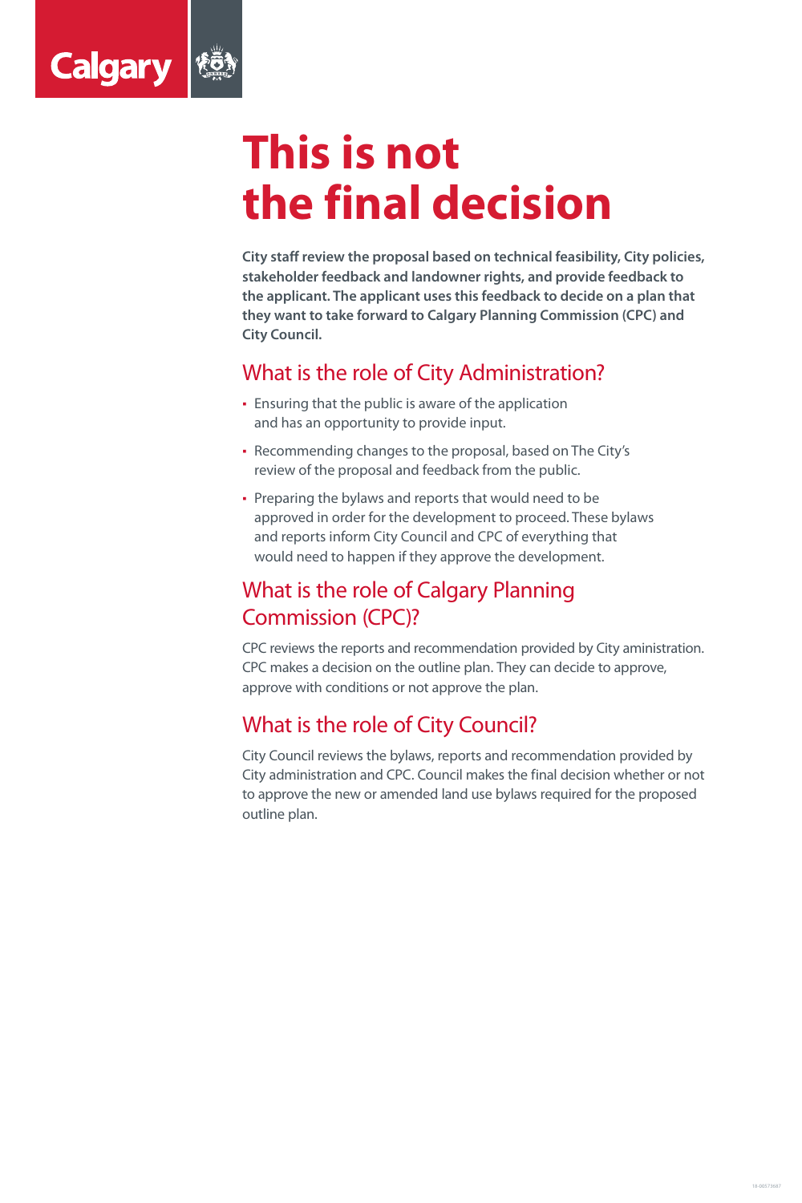# This is not the final decision

**City staff review the proposal based on technical feasibility, City policies, stakeholder feedback and landowner rights, and provide feedback to the applicant. The applicant uses this feedback to decide on a plan that they want to take forward to Calgary Planning Commission (CPC) and City Council.**

## What is the role of City Administration?

- Ensuring that the public is aware of the application and has an opportunity to provide input.
- Recommending changes to the proposal, based on The City's review of the proposal and feedback from the public.
- Preparing the bylaws and reports that would need to be approved in order for the development to proceed. These bylaws and reports inform City Council and CPC of everything that would need to happen if they approve the development.

## What is the role of Calgary Planning Commission (CPC)?

CPC reviews the reports and recommendation provided by City aministration. CPC makes a decision on the outline plan. They can decide to approve, approve with conditions or not approve the plan.

## What is the role of City Council?

City Council reviews the bylaws, reports and recommendation provided by City administration and CPC. Council makes the final decision whether or not to approve the new or amended land use bylaws required for the proposed outline plan.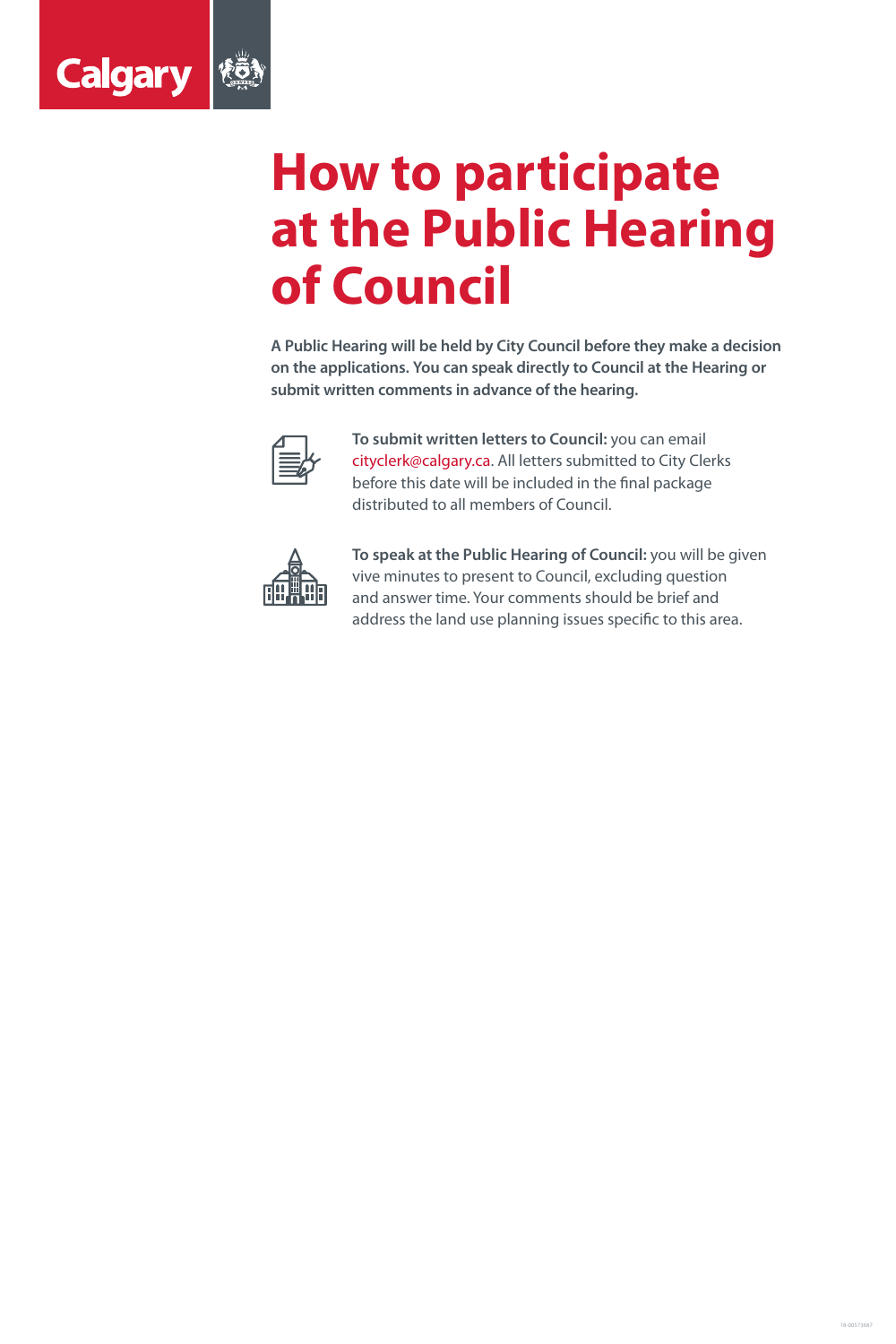Calgary

# How to participate at the Public Hearing of Council

**A Public Hearing will be held by City Council before they make a decision on the applications. You can speak directly to Council at the Hearing or submit written comments in advance of the hearing.**

**To submit written letters to Council:** you can email cityclerk@calgary.ca. All letters submitted to City Clerks before this date will be included in the final package distributed to all members of Council.

**To speak at the Public Hearing of Council:** you will be given vive minutes to present to Council, excluding question and answer time. Your comments should be brief and address the land use planning issues specific to this area.

18-00573687